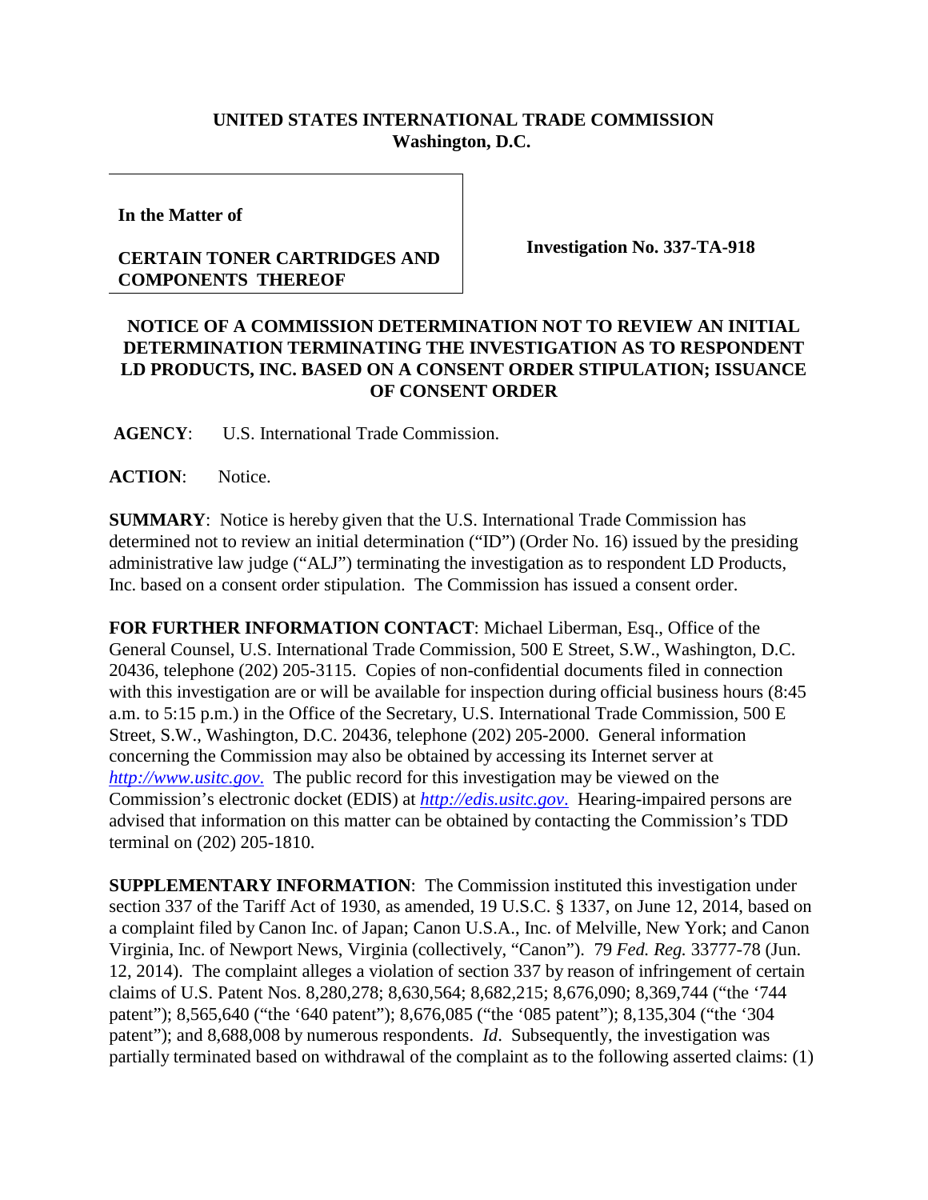**UNITED STATES INTERNATIONAL TRADE COMMISSION**
**Washington, D.C.**

**In the Matter of**

**CERTAIN TONER CARTRIDGES AND COMPONENTS THEREOF**

**Investigation No. 337-TA-918**

**NOTICE OF A COMMISSION DETERMINATION NOT TO REVIEW AN INITIAL DETERMINATION TERMINATING THE INVESTIGATION AS TO RESPONDENT LD PRODUCTS, INC. BASED ON A CONSENT ORDER STIPULATION; ISSUANCE OF CONSENT ORDER**

**AGENCY**: U.S. International Trade Commission.

**ACTION**: Notice.

**SUMMARY**: Notice is hereby given that the U.S. International Trade Commission has determined not to review an initial determination ("ID") (Order No. 16) issued by the presiding administrative law judge ("ALJ") terminating the investigation as to respondent LD Products, Inc. based on a consent order stipulation. The Commission has issued a consent order.

**FOR FURTHER INFORMATION CONTACT**: Michael Liberman, Esq., Office of the General Counsel, U.S. International Trade Commission, 500 E Street, S.W., Washington, D.C. 20436, telephone (202) 205-3115. Copies of non-confidential documents filed in connection with this investigation are or will be available for inspection during official business hours (8:45 a.m. to 5:15 p.m.) in the Office of the Secretary, U.S. International Trade Commission, 500 E Street, S.W., Washington, D.C. 20436, telephone (202) 205-2000. General information concerning the Commission may also be obtained by accessing its Internet server at *http://www.usitc.gov*. The public record for this investigation may be viewed on the Commission's electronic docket (EDIS) at *http://edis.usitc.gov*. Hearing-impaired persons are advised that information on this matter can be obtained by contacting the Commission's TDD terminal on (202) 205-1810.

**SUPPLEMENTARY INFORMATION**: The Commission instituted this investigation under section 337 of the Tariff Act of 1930, as amended, 19 U.S.C. § 1337, on June 12, 2014, based on a complaint filed by Canon Inc. of Japan; Canon U.S.A., Inc. of Melville, New York; and Canon Virginia, Inc. of Newport News, Virginia (collectively, "Canon"). 79 *Fed. Reg.* 33777-78 (Jun. 12, 2014). The complaint alleges a violation of section 337 by reason of infringement of certain claims of U.S. Patent Nos. 8,280,278; 8,630,564; 8,682,215; 8,676,090; 8,369,744 ("the '744 patent"); 8,565,640 ("the '640 patent"); 8,676,085 ("the '085 patent"); 8,135,304 ("the '304 patent"); and 8,688,008 by numerous respondents. *Id*. Subsequently, the investigation was partially terminated based on withdrawal of the complaint as to the following asserted claims: (1)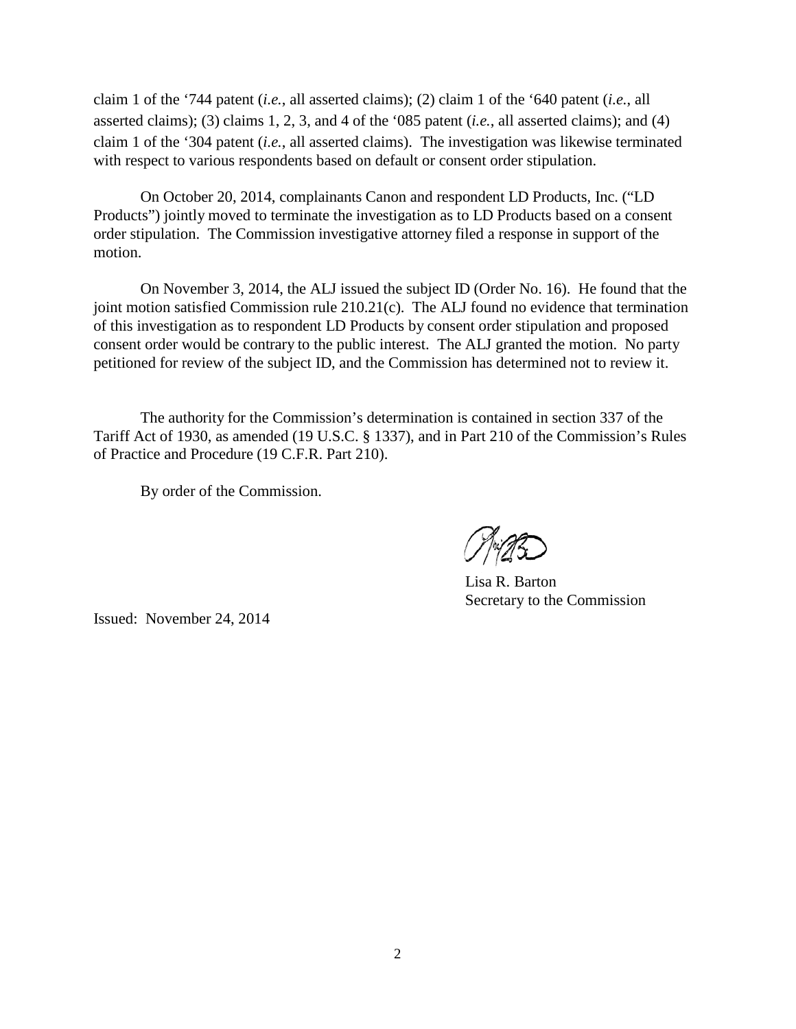claim 1 of the '744 patent (*i.e.*, all asserted claims); (2) claim 1 of the '640 patent (*i.e.*, all asserted claims); (3) claims 1, 2, 3, and 4 of the '085 patent (*i.e.*, all asserted claims); and (4) claim 1 of the '304 patent (*i.e.*, all asserted claims). The investigation was likewise terminated with respect to various respondents based on default or consent order stipulation.

On October 20, 2014, complainants Canon and respondent LD Products, Inc. ("LD Products") jointly moved to terminate the investigation as to LD Products based on a consent order stipulation. The Commission investigative attorney filed a response in support of the motion.

On November 3, 2014, the ALJ issued the subject ID (Order No. 16). He found that the joint motion satisfied Commission rule 210.21(c). The ALJ found no evidence that termination of this investigation as to respondent LD Products by consent order stipulation and proposed consent order would be contrary to the public interest. The ALJ granted the motion. No party petitioned for review of the subject ID, and the Commission has determined not to review it.

The authority for the Commission's determination is contained in section 337 of the Tariff Act of 1930, as amended (19 U.S.C. § 1337), and in Part 210 of the Commission's Rules of Practice and Procedure (19 C.F.R. Part 210).

By order of the Commission.

Lisa R. Barton
Secretary to the Commission

Issued: November 24, 2014